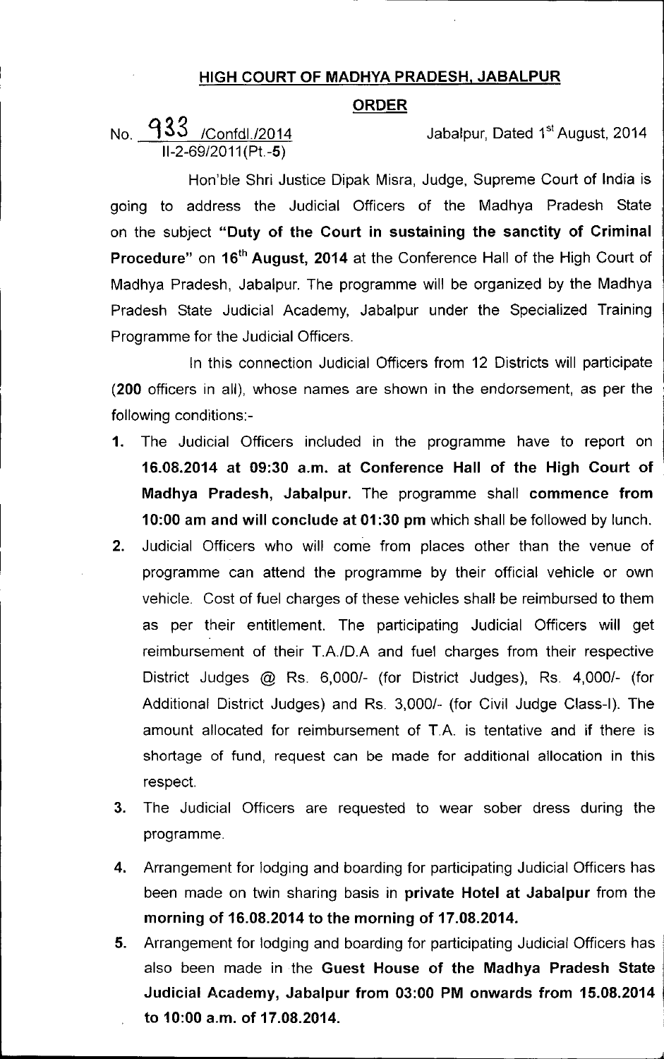## HIGH COURT OF MADHYA PRADESH, JABALPUR

## ORDER

No. 933 /Confdl./2014 Jabalpur, Dated 1st August, 2014
II-2-69/2011(Pt.-5)

Hon'ble Shri Justice Dipak Misra, Judge, Supreme Court of India is going to address the Judicial Officers of the Madhya Pradesh State on the subject **"Duty of the Court in sustaining the sanctity of Criminal Procedure"** on **16th August, 2014** at the Conference Hall of the High Court of Madhya Pradesh, Jabalpur. The programme will be organized by the Madhya Pradesh State Judicial Academy, Jabalpur under the Specialized Training Programme for the Judicial Officers.

In this connection Judicial Officers from 12 Districts will participate (**200** officers in all), whose names are shown in the endorsement, as per the following conditions:-

1. The Judicial Officers included in the programme have to report on **16.08.2014 at 09:30 a.m. at Conference Hall of the High Court of Madhya Pradesh, Jabalpur.** The programme shall **commence from 10:00 am and will conclude at 01:30 pm** which shall be followed by lunch.
2. Judicial Officers who will come from places other than the venue of programme can attend the programme by their official vehicle or own vehicle. Cost of fuel charges of these vehicles shall be reimbursed to them as per their entitlement. The participating Judicial Officers will get reimbursement of their T.A./D.A and fuel charges from their respective District Judges @ Rs. 6,000/- (for District Judges), Rs. 4,000/- (for Additional District Judges) and Rs. 3,000/- (for Civil Judge Class-I). The amount allocated for reimbursement of T.A. is tentative and if there is shortage of fund, request can be made for additional allocation in this respect.
3. The Judicial Officers are requested to wear sober dress during the programme.
4. Arrangement for lodging and boarding for participating Judicial Officers has been made on twin sharing basis in **private Hotel at Jabalpur** from the **morning of 16.08.2014 to the morning of 17.08.2014.**
5. Arrangement for lodging and boarding for participating Judicial Officers has also been made in the **Guest House of the Madhya Pradesh State Judicial Academy, Jabalpur from 03:00 PM onwards from 15.08.2014 to 10:00 a.m. of 17.08.2014.**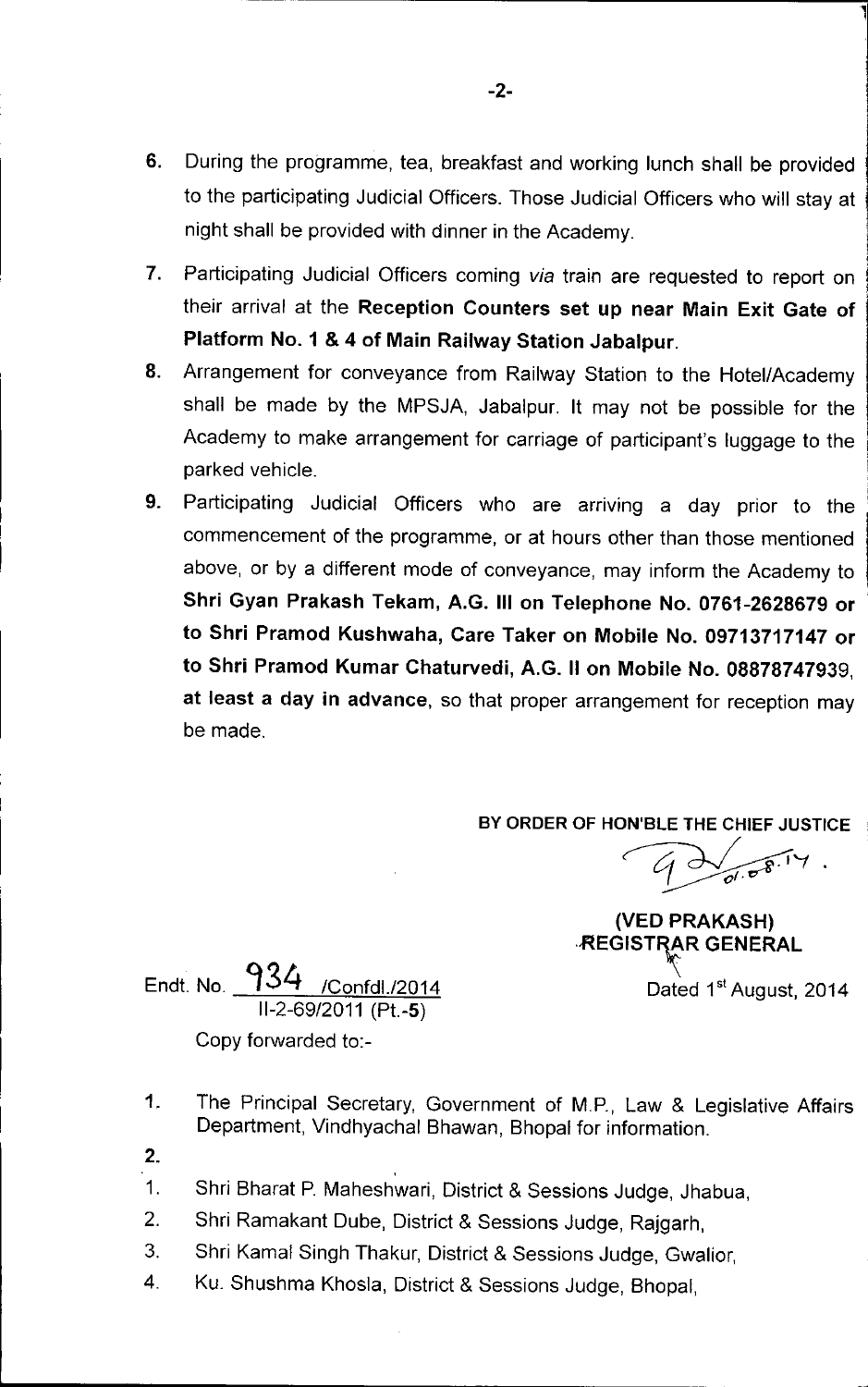6. During the programme, tea, breakfast and working lunch shall be provided to the participating Judicial Officers. Those Judicial Officers who will stay at night shall be provided with dinner in the Academy.

7. Participating Judicial Officers coming *via* train are requested to report on their arrival at the **Reception Counters set up near Main Exit Gate of Platform No. 1 & 4 of Main Railway Station Jabalpur**.

8. Arrangement for conveyance from Railway Station to the Hotel/Academy shall be made by the MPSJA, Jabalpur. It may not be possible for the Academy to make arrangement for carriage of participant's luggage to the parked vehicle.

9. Participating Judicial Officers who are arriving a day prior to the commencement of the programme, or at hours other than those mentioned above, or by a different mode of conveyance, may inform the Academy to **Shri Gyan Prakash Tekam, A.G. III on Telephone No. 0761-2628679 or to Shri Pramod Kushwaha, Care Taker on Mobile No. 09713717147 or to Shri Pramod Kumar Chaturvedi, A.G. II on Mobile No. 08878747939, at least a day in advance**, so that proper arrangement for reception may be made.

**BY ORDER OF HON'BLE THE CHIEF JUSTICE**

**(VED PRAKASH)**
**REGISTRAR GENERAL**

Endt. No. 934 /Confdl./2014
II-2-69/2011 (Pt.-5)

Dated 1st August, 2014

Copy forwarded to:-

1. The Principal Secretary, Government of M.P., Law & Legislative Affairs Department, Vindhyachal Bhawan, Bhopal for information.
2.
   1. Shri Bharat P. Maheshwari, District & Sessions Judge, Jhabua,
   2. Shri Ramakant Dube, District & Sessions Judge, Rajgarh,
   3. Shri Kamal Singh Thakur, District & Sessions Judge, Gwalior,
   4. Ku. Shushma Khosla, District & Sessions Judge, Bhopal,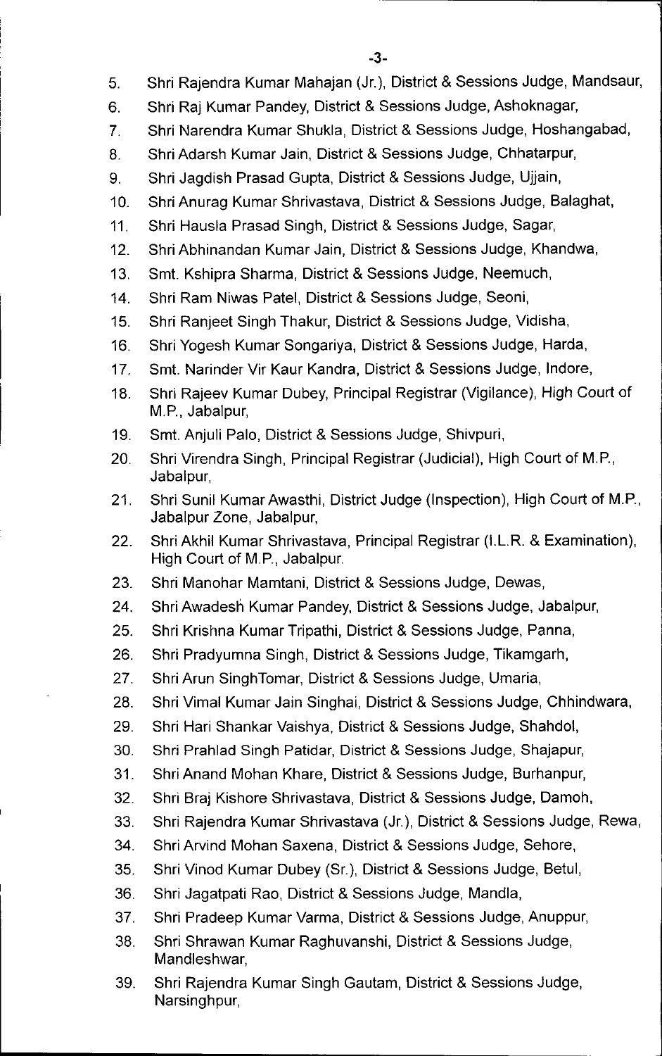5. Shri Rajendra Kumar Mahajan (Jr.), District & Sessions Judge, Mandsaur,
6. Shri Raj Kumar Pandey, District & Sessions Judge, Ashoknagar,
7. Shri Narendra Kumar Shukla, District & Sessions Judge, Hoshangabad,
8. Shri Adarsh Kumar Jain, District & Sessions Judge, Chhatarpur,
9. Shri Jagdish Prasad Gupta, District & Sessions Judge, Ujjain,
10. Shri Anurag Kumar Shrivastava, District & Sessions Judge, Balaghat,
11. Shri Hausla Prasad Singh, District & Sessions Judge, Sagar,
12. Shri Abhinandan Kumar Jain, District & Sessions Judge, Khandwa,
13. Smt. Kshipra Sharma, District & Sessions Judge, Neemuch,
14. Shri Ram Niwas Patel, District & Sessions Judge, Seoni,
15. Shri Ranjeet Singh Thakur, District & Sessions Judge, Vidisha,
16. Shri Yogesh Kumar Songariya, District & Sessions Judge, Harda,
17. Smt. Narinder Vir Kaur Kandra, District & Sessions Judge, Indore,
18. Shri Rajeev Kumar Dubey, Principal Registrar (Vigilance), High Court of M.P., Jabalpur,
19. Smt. Anjuli Palo, District & Sessions Judge, Shivpuri,
20. Shri Virendra Singh, Principal Registrar (Judicial), High Court of M.P., Jabalpur,
21. Shri Sunil Kumar Awasthi, District Judge (Inspection), High Court of M.P., Jabalpur Zone, Jabalpur,
22. Shri Akhil Kumar Shrivastava, Principal Registrar (I.L.R. & Examination), High Court of M.P., Jabalpur.
23. Shri Manohar Mamtani, District & Sessions Judge, Dewas,
24. Shri Awadesh Kumar Pandey, District & Sessions Judge, Jabalpur,
25. Shri Krishna Kumar Tripathi, District & Sessions Judge, Panna,
26. Shri Pradyumna Singh, District & Sessions Judge, Tikamgarh,
27. Shri Arun SinghTomar, District & Sessions Judge, Umaria,
28. Shri Vimal Kumar Jain Singhai, District & Sessions Judge, Chhindwara,
29. Shri Hari Shankar Vaishya, District & Sessions Judge, Shahdol,
30. Shri Prahlad Singh Patidar, District & Sessions Judge, Shajapur,
31. Shri Anand Mohan Khare, District & Sessions Judge, Burhanpur,
32. Shri Braj Kishore Shrivastava, District & Sessions Judge, Damoh,
33. Shri Rajendra Kumar Shrivastava (Jr.), District & Sessions Judge, Rewa,
34. Shri Arvind Mohan Saxena, District & Sessions Judge, Sehore,
35. Shri Vinod Kumar Dubey (Sr.), District & Sessions Judge, Betul,
36. Shri Jagatpati Rao, District & Sessions Judge, Mandla,
37. Shri Pradeep Kumar Varma, District & Sessions Judge, Anuppur,
38. Shri Shrawan Kumar Raghuvanshi, District & Sessions Judge, Mandleshwar,
39. Shri Rajendra Kumar Singh Gautam, District & Sessions Judge, Narsinghpur,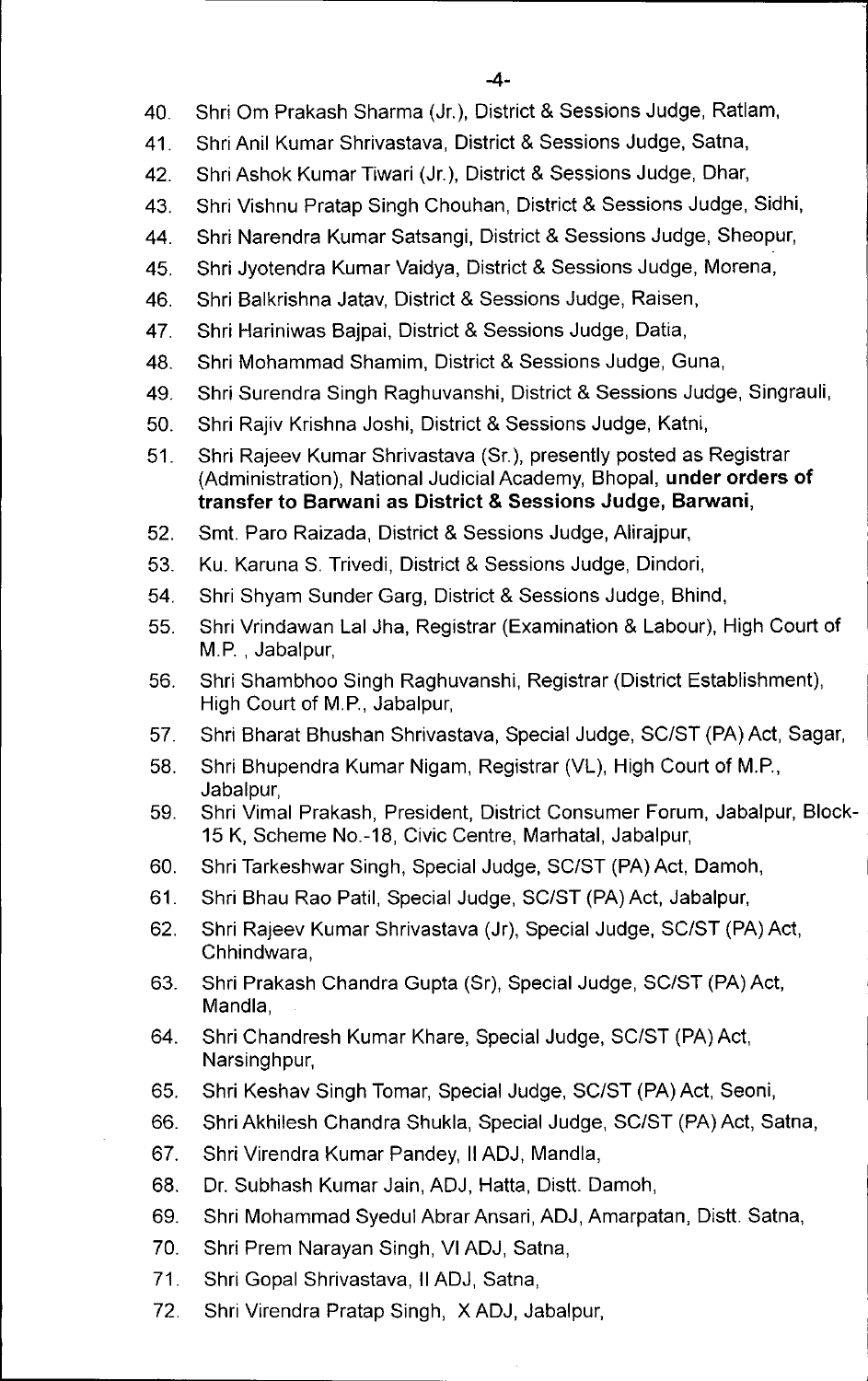40. Shri Om Prakash Sharma (Jr.), District & Sessions Judge, Ratlam,
41. Shri Anil Kumar Shrivastava, District & Sessions Judge, Satna,
42. Shri Ashok Kumar Tiwari (Jr.), District & Sessions Judge, Dhar,
43. Shri Vishnu Pratap Singh Chouhan, District & Sessions Judge, Sidhi,
44. Shri Narendra Kumar Satsangi, District & Sessions Judge, Sheopur,
45. Shri Jyotendra Kumar Vaidya, District & Sessions Judge, Morena,
46. Shri Balkrishna Jatav, District & Sessions Judge, Raisen,
47. Shri Hariniwas Bajpai, District & Sessions Judge, Datia,
48. Shri Mohammad Shamim, District & Sessions Judge, Guna,
49. Shri Surendra Singh Raghuvanshi, District & Sessions Judge, Singrauli,
50. Shri Rajiv Krishna Joshi, District & Sessions Judge, Katni,
51. Shri Rajeev Kumar Shrivastava (Sr.), presently posted as Registrar (Administration), National Judicial Academy, Bhopal, **under orders of transfer to Barwani as District & Sessions Judge, Barwani**,
52. Smt. Paro Raizada, District & Sessions Judge, Alirajpur,
53. Ku. Karuna S. Trivedi, District & Sessions Judge, Dindori,
54. Shri Shyam Sunder Garg, District & Sessions Judge, Bhind,
55. Shri Vrindawan Lal Jha, Registrar (Examination & Labour), High Court of M.P. , Jabalpur,
56. Shri Shambhoo Singh Raghuvanshi, Registrar (District Establishment), High Court of M.P., Jabalpur,
57. Shri Bharat Bhushan Shrivastava, Special Judge, SC/ST (PA) Act, Sagar,
58. Shri Bhupendra Kumar Nigam, Registrar (VL), High Court of M.P., Jabalpur,
59. Shri Vimal Prakash, President, District Consumer Forum, Jabalpur, Block-15 K, Scheme No.-18, Civic Centre, Marhatal, Jabalpur,
60. Shri Tarkeshwar Singh, Special Judge, SC/ST (PA) Act, Damoh,
61. Shri Bhau Rao Patil, Special Judge, SC/ST (PA) Act, Jabalpur,
62. Shri Rajeev Kumar Shrivastava (Jr), Special Judge, SC/ST (PA) Act, Chhindwara,
63. Shri Prakash Chandra Gupta (Sr), Special Judge, SC/ST (PA) Act, Mandla,
64. Shri Chandresh Kumar Khare, Special Judge, SC/ST (PA) Act, Narsinghpur,
65. Shri Keshav Singh Tomar, Special Judge, SC/ST (PA) Act, Seoni,
66. Shri Akhilesh Chandra Shukla, Special Judge, SC/ST (PA) Act, Satna,
67. Shri Virendra Kumar Pandey, II ADJ, Mandla,
68. Dr. Subhash Kumar Jain, ADJ, Hatta, Distt. Damoh,
69. Shri Mohammad Syedul Abrar Ansari, ADJ, Amarpatan, Distt. Satna,
70. Shri Prem Narayan Singh, VI ADJ, Satna,
71. Shri Gopal Shrivastava, II ADJ, Satna,
72. Shri Virendra Pratap Singh, X ADJ, Jabalpur,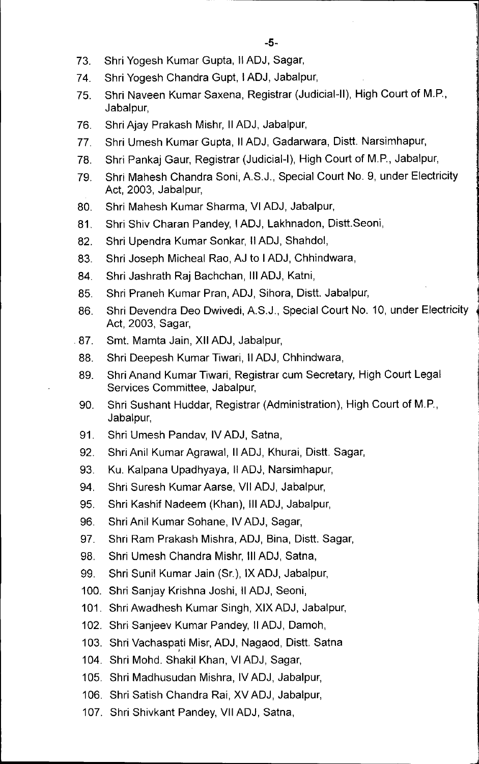73. Shri Yogesh Kumar Gupta, II ADJ, Sagar,
74. Shri Yogesh Chandra Gupt, I ADJ, Jabalpur,
75. Shri Naveen Kumar Saxena, Registrar (Judicial-II), High Court of M.P., Jabalpur,
76. Shri Ajay Prakash Mishr, II ADJ, Jabalpur,
77. Shri Umesh Kumar Gupta, II ADJ, Gadarwara, Distt. Narsimhapur,
78. Shri Pankaj Gaur, Registrar (Judicial-I), High Court of M.P., Jabalpur,
79. Shri Mahesh Chandra Soni, A.S.J., Special Court No. 9, under Electricity Act, 2003, Jabalpur,
80. Shri Mahesh Kumar Sharma, VI ADJ, Jabalpur,
81. Shri Shiv Charan Pandey, I ADJ, Lakhnadon, Distt.Seoni,
82. Shri Upendra Kumar Sonkar, II ADJ, Shahdol,
83. Shri Joseph Micheal Rao, AJ to I ADJ, Chhindwara,
84. Shri Jashrath Raj Bachchan, III ADJ, Katni,
85. Shri Praneh Kumar Pran, ADJ, Sihora, Distt. Jabalpur,
86. Shri Devendra Deo Dwivedi, A.S.J., Special Court No. 10, under Electricity Act, 2003, Sagar,
87. Smt. Mamta Jain, XII ADJ, Jabalpur,
88. Shri Deepesh Kumar Tiwari, II ADJ, Chhindwara,
89. Shri Anand Kumar Tiwari, Registrar cum Secretary, High Court Legal Services Committee, Jabalpur,
90. Shri Sushant Huddar, Registrar (Administration), High Court of M.P., Jabalpur,
91. Shri Umesh Pandav, IV ADJ, Satna,
92. Shri Anil Kumar Agrawal, II ADJ, Khurai, Distt. Sagar,
93. Ku. Kalpana Upadhyaya, II ADJ, Narsimhapur,
94. Shri Suresh Kumar Aarse, VII ADJ, Jabalpur,
95. Shri Kashif Nadeem (Khan), III ADJ, Jabalpur,
96. Shri Anil Kumar Sohane, IV ADJ, Sagar,
97. Shri Ram Prakash Mishra, ADJ, Bina, Distt. Sagar,
98. Shri Umesh Chandra Mishr, III ADJ, Satna,
99. Shri Sunil Kumar Jain (Sr.), IX ADJ, Jabalpur,
100. Shri Sanjay Krishna Joshi, II ADJ, Seoni,
101. Shri Awadhesh Kumar Singh, XIX ADJ, Jabalpur,
102. Shri Sanjeev Kumar Pandey, II ADJ, Damoh,
103. Shri Vachaspati Misr, ADJ, Nagaod, Distt. Satna
104. Shri Mohd. Shakil Khan, VI ADJ, Sagar,
105. Shri Madhusudan Mishra, IV ADJ, Jabalpur,
106. Shri Satish Chandra Rai, XV ADJ, Jabalpur,
107. Shri Shivkant Pandey, VII ADJ, Satna,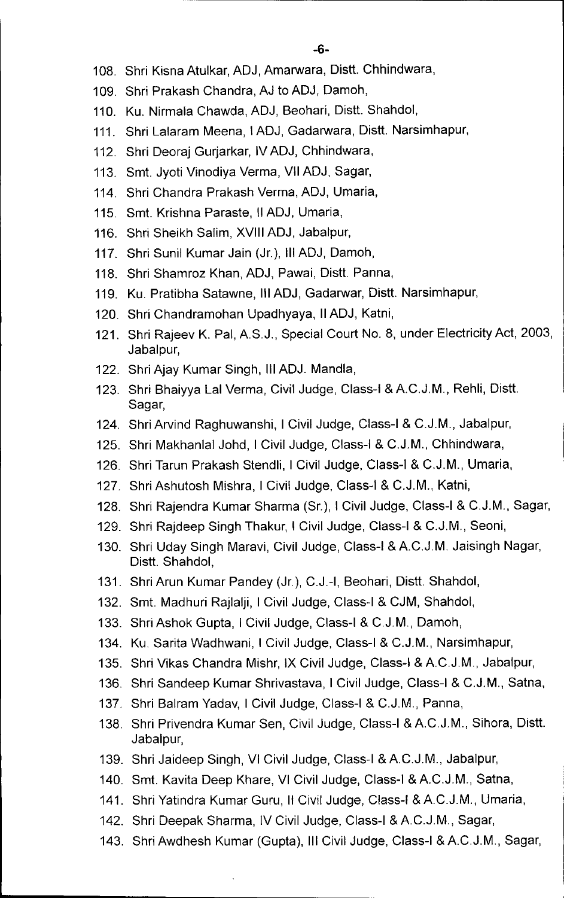108. Shri Kisna Atulkar, ADJ, Amarwara, Distt. Chhindwara,
109. Shri Prakash Chandra, AJ to ADJ, Damoh,
110. Ku. Nirmala Chawda, ADJ, Beohari, Distt. Shahdol,
111. Shri Lalaram Meena, I ADJ, Gadarwara, Distt. Narsimhapur,
112. Shri Deoraj Gurjarkar, IV ADJ, Chhindwara,
113. Smt. Jyoti Vinodiya Verma, VII ADJ, Sagar,
114. Shri Chandra Prakash Verma, ADJ, Umaria,
115. Smt. Krishna Paraste, II ADJ, Umaria,
116. Shri Sheikh Salim, XVIII ADJ, Jabalpur,
117. Shri Sunil Kumar Jain (Jr.), III ADJ, Damoh,
118. Shri Shamroz Khan, ADJ, Pawai, Distt. Panna,
119. Ku. Pratibha Satawne, III ADJ, Gadarwar, Distt. Narsimhapur,
120. Shri Chandramohan Upadhyaya, II ADJ, Katni,
121. Shri Rajeev K. Pal, A.S.J., Special Court No. 8, under Electricity Act, 2003, Jabalpur,
122. Shri Ajay Kumar Singh, III ADJ. Mandla,
123. Shri Bhaiyya Lal Verma, Civil Judge, Class-I & A.C.J.M., Rehli, Distt. Sagar,
124. Shri Arvind Raghuwanshi, I Civil Judge, Class-I & C.J.M., Jabalpur,
125. Shri Makhanlal Johd, I Civil Judge, Class-I & C.J.M., Chhindwara,
126. Shri Tarun Prakash Stendli, I Civil Judge, Class-I & C.J.M., Umaria,
127. Shri Ashutosh Mishra, I Civil Judge, Class-I & C.J.M., Katni,
128. Shri Rajendra Kumar Sharma (Sr.), I Civil Judge, Class-I & C.J.M., Sagar,
129. Shri Rajdeep Singh Thakur, I Civil Judge, Class-I & C.J.M., Seoni,
130. Shri Uday Singh Maravi, Civil Judge, Class-I & A.C.J.M. Jaisingh Nagar, Distt. Shahdol,
131. Shri Arun Kumar Pandey (Jr.), C.J.-I, Beohari, Distt. Shahdol,
132. Smt. Madhuri Rajlalji, I Civil Judge, Class-I & CJM, Shahdol,
133. Shri Ashok Gupta, I Civil Judge, Class-I & C.J.M., Damoh,
134. Ku. Sarita Wadhwani, I Civil Judge, Class-I & C.J.M., Narsimhapur,
135. Shri Vikas Chandra Mishr, IX Civil Judge, Class-I & A.C.J.M., Jabalpur,
136. Shri Sandeep Kumar Shrivastava, I Civil Judge, Class-I & C.J.M., Satna,
137. Shri Balram Yadav, I Civil Judge, Class-I & C.J.M., Panna,
138. Shri Privendra Kumar Sen, Civil Judge, Class-I & A.C.J.M., Sihora, Distt. Jabalpur,
139. Shri Jaideep Singh, VI Civil Judge, Class-I & A.C.J.M., Jabalpur,
140. Smt. Kavita Deep Khare, VI Civil Judge, Class-I & A.C.J.M., Satna,
141. Shri Yatindra Kumar Guru, II Civil Judge, Class-I & A.C.J.M., Umaria,
142. Shri Deepak Sharma, IV Civil Judge, Class-I & A.C.J.M., Sagar,
143. Shri Awdhesh Kumar (Gupta), III Civil Judge, Class-I & A.C.J.M., Sagar,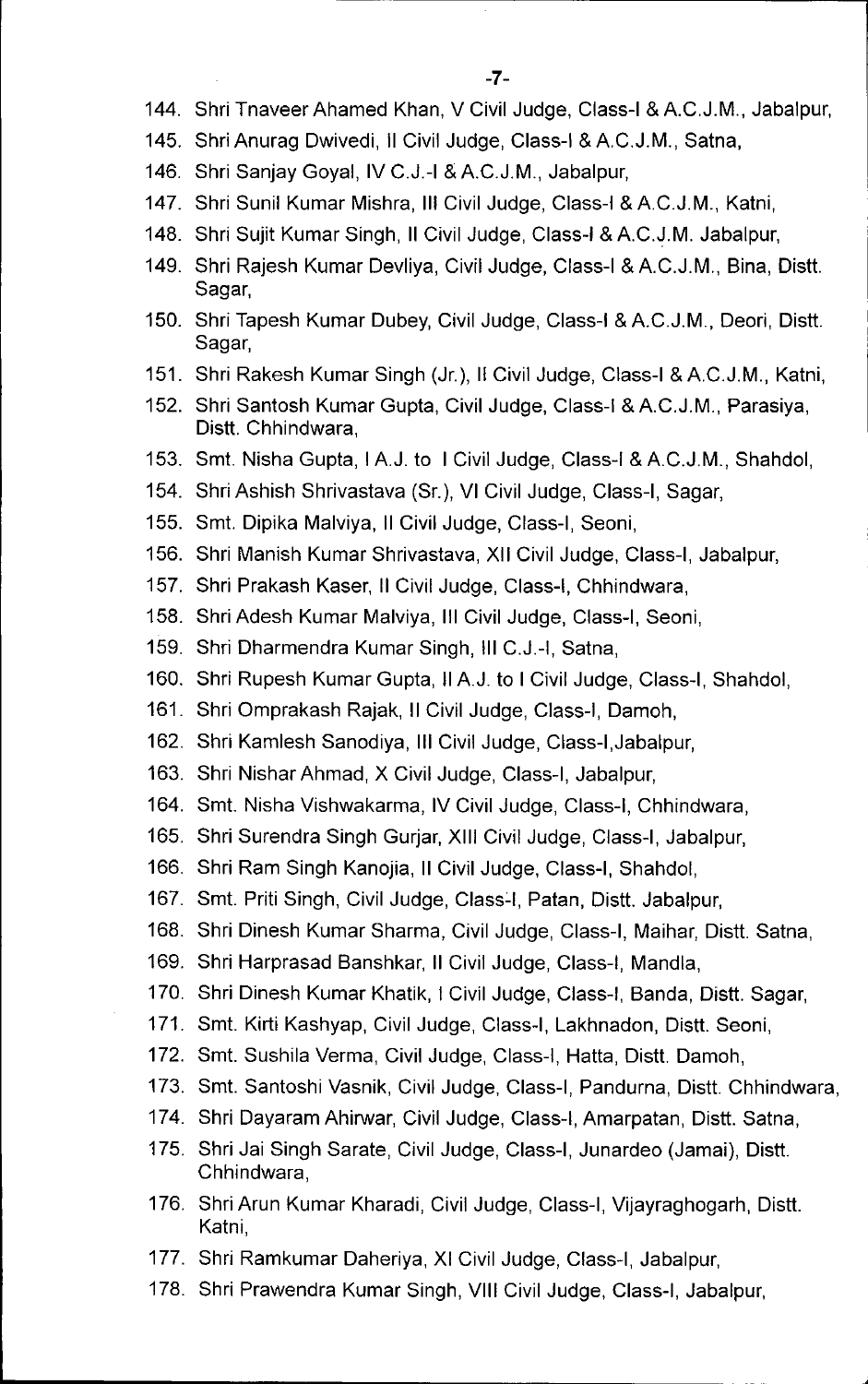144. Shri Tnaveer Ahamed Khan, V Civil Judge, Class-I & A.C.J.M., Jabalpur,
145. Shri Anurag Dwivedi, II Civil Judge, Class-I & A.C.J.M., Satna,
146. Shri Sanjay Goyal, IV C.J.-I & A.C.J.M., Jabalpur,
147. Shri Sunil Kumar Mishra, III Civil Judge, Class-I & A.C.J.M., Katni,
148. Shri Sujit Kumar Singh, II Civil Judge, Class-I & A.C.J.M. Jabalpur,
149. Shri Rajesh Kumar Devliya, Civil Judge, Class-I & A.C.J.M., Bina, Distt. Sagar,
150. Shri Tapesh Kumar Dubey, Civil Judge, Class-I & A.C.J.M., Deori, Distt. Sagar,
151. Shri Rakesh Kumar Singh (Jr.), II Civil Judge, Class-I & A.C.J.M., Katni,
152. Shri Santosh Kumar Gupta, Civil Judge, Class-I & A.C.J.M., Parasiya, Distt. Chhindwara,
153. Smt. Nisha Gupta, I A.J. to I Civil Judge, Class-I & A.C.J.M., Shahdol,
154. Shri Ashish Shrivastava (Sr.), VI Civil Judge, Class-I, Sagar,
155. Smt. Dipika Malviya, II Civil Judge, Class-I, Seoni,
156. Shri Manish Kumar Shrivastava, XII Civil Judge, Class-I, Jabalpur,
157. Shri Prakash Kaser, II Civil Judge, Class-I, Chhindwara,
158. Shri Adesh Kumar Malviya, III Civil Judge, Class-I, Seoni,
159. Shri Dharmendra Kumar Singh, III C.J.-I, Satna,
160. Shri Rupesh Kumar Gupta, II A.J. to I Civil Judge, Class-I, Shahdol,
161. Shri Omprakash Rajak, II Civil Judge, Class-I, Damoh,
162. Shri Kamlesh Sanodiya, III Civil Judge, Class-I,Jabalpur,
163. Shri Nishar Ahmad, X Civil Judge, Class-I, Jabalpur,
164. Smt. Nisha Vishwakarma, IV Civil Judge, Class-I, Chhindwara,
165. Shri Surendra Singh Gurjar, XIII Civil Judge, Class-I, Jabalpur,
166. Shri Ram Singh Kanojia, II Civil Judge, Class-I, Shahdol,
167. Smt. Priti Singh, Civil Judge, Class-I, Patan, Distt. Jabalpur,
168. Shri Dinesh Kumar Sharma, Civil Judge, Class-I, Maihar, Distt. Satna,
169. Shri Harprasad Banshkar, II Civil Judge, Class-I, Mandla,
170. Shri Dinesh Kumar Khatik, I Civil Judge, Class-I, Banda, Distt. Sagar,
171. Smt. Kirti Kashyap, Civil Judge, Class-I, Lakhnadon, Distt. Seoni,
172. Smt. Sushila Verma, Civil Judge, Class-I, Hatta, Distt. Damoh,
173. Smt. Santoshi Vasnik, Civil Judge, Class-I, Pandurna, Distt. Chhindwara,
174. Shri Dayaram Ahirwar, Civil Judge, Class-I, Amarpatan, Distt. Satna,
175. Shri Jai Singh Sarate, Civil Judge, Class-I, Junardeo (Jamai), Distt. Chhindwara,
176. Shri Arun Kumar Kharadi, Civil Judge, Class-I, Vijayraghogarh, Distt. Katni,
177. Shri Ramkumar Daheriya, XI Civil Judge, Class-I, Jabalpur,
178. Shri Prawendra Kumar Singh, VIII Civil Judge, Class-I, Jabalpur,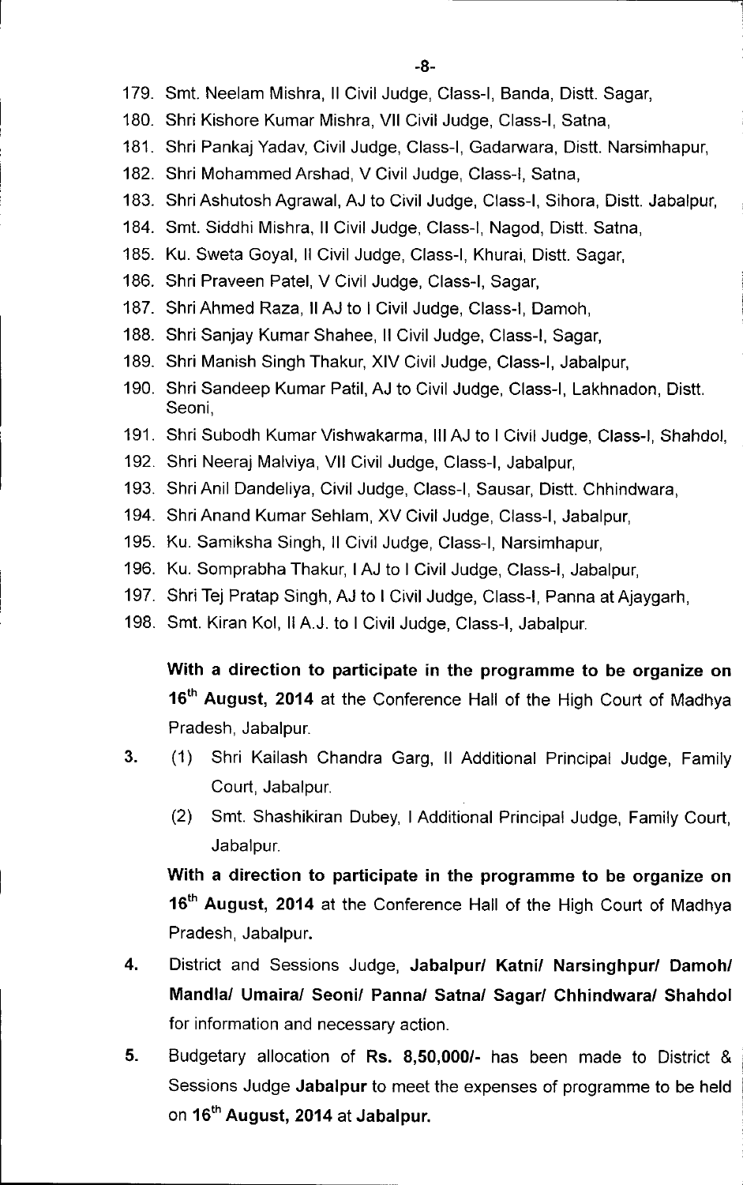179. Smt. Neelam Mishra, II Civil Judge, Class-I, Banda, Distt. Sagar,
180. Shri Kishore Kumar Mishra, VII Civil Judge, Class-I, Satna,
181. Shri Pankaj Yadav, Civil Judge, Class-I, Gadarwara, Distt. Narsimhapur,
182. Shri Mohammed Arshad, V Civil Judge, Class-I, Satna,
183. Shri Ashutosh Agrawal, AJ to Civil Judge, Class-I, Sihora, Distt. Jabalpur,
184. Smt. Siddhi Mishra, II Civil Judge, Class-I, Nagod, Distt. Satna,
185. Ku. Sweta Goyal, II Civil Judge, Class-I, Khurai, Distt. Sagar,
186. Shri Praveen Patel, V Civil Judge, Class-I, Sagar,
187. Shri Ahmed Raza, II AJ to I Civil Judge, Class-I, Damoh,
188. Shri Sanjay Kumar Shahee, II Civil Judge, Class-I, Sagar,
189. Shri Manish Singh Thakur, XIV Civil Judge, Class-I, Jabalpur,
190. Shri Sandeep Kumar Patil, AJ to Civil Judge, Class-I, Lakhnadon, Distt. Seoni,
191. Shri Subodh Kumar Vishwakarma, III AJ to I Civil Judge, Class-I, Shahdol,
192. Shri Neeraj Malviya, VII Civil Judge, Class-I, Jabalpur,
193. Shri Anil Dandeliya, Civil Judge, Class-I, Sausar, Distt. Chhindwara,
194. Shri Anand Kumar Sehlam, XV Civil Judge, Class-I, Jabalpur,
195. Ku. Samiksha Singh, II Civil Judge, Class-I, Narsimhapur,
196. Ku. Somprabha Thakur, I AJ to I Civil Judge, Class-I, Jabalpur,
197. Shri Tej Pratap Singh, AJ to I Civil Judge, Class-I, Panna at Ajaygarh,
198. Smt. Kiran Kol, II A.J. to I Civil Judge, Class-I, Jabalpur.

**With a direction to participate in the programme to be organize on 16th August, 2014** at the Conference Hall of the High Court of Madhya Pradesh, Jabalpur.

**3.** (1) Shri Kailash Chandra Garg, II Additional Principal Judge, Family Court, Jabalpur.

(2) Smt. Shashikiran Dubey, I Additional Principal Judge, Family Court, Jabalpur.

**With a direction to participate in the programme to be organize on 16th August, 2014** at the Conference Hall of the High Court of Madhya Pradesh, Jabalpur.

**4.** District and Sessions Judge, **Jabalpur/ Katni/ Narsinghpur/ Damoh/ Mandla/ Umaira/ Seoni/ Panna/ Satna/ Sagar/ Chhindwara/ Shahdol** for information and necessary action.

**5.** Budgetary allocation of **Rs. 8,50,000/-** has been made to District & Sessions Judge **Jabalpur** to meet the expenses of programme to be held on **16th August, 2014** at **Jabalpur.**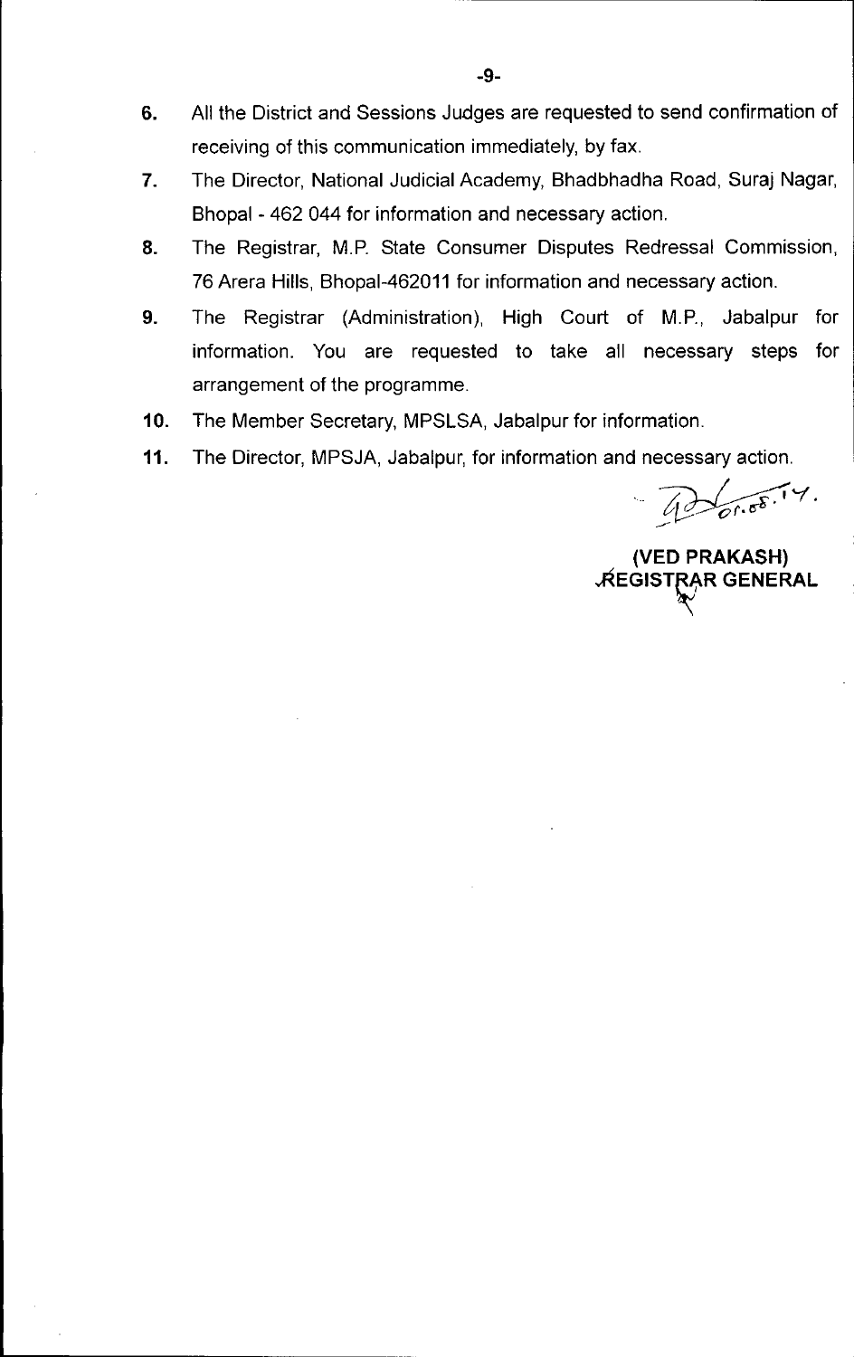6. All the District and Sessions Judges are requested to send confirmation of receiving of this communication immediately, by fax.
7. The Director, National Judicial Academy, Bhadbhadha Road, Suraj Nagar, Bhopal - 462 044 for information and necessary action.
8. The Registrar, M.P. State Consumer Disputes Redressal Commission, 76 Arera Hills, Bhopal-462011 for information and necessary action.
9. The Registrar (Administration), High Court of M.P., Jabalpur for information. You are requested to take all necessary steps for arrangement of the programme.
10. The Member Secretary, MPSLSA, Jabalpur for information.
11. The Director, MPSJA, Jabalpur, for information and necessary action.

01.08.14.

**(VED PRAKASH)**
**REGISTRAR GENERAL**